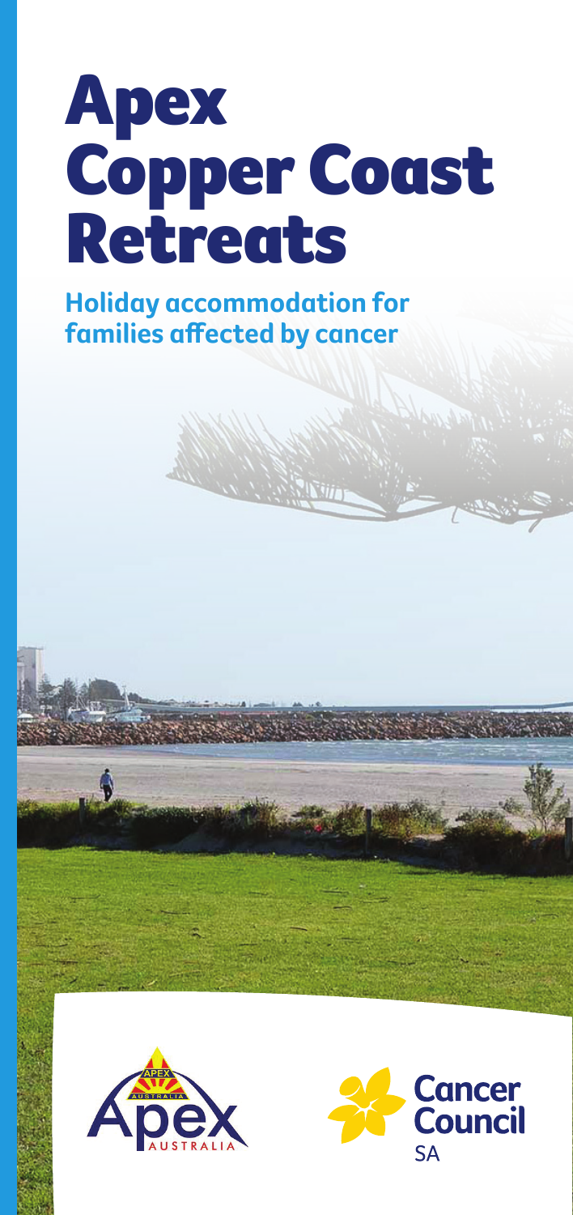# Apex Copper Coast Retreats

**Holiday accommodation for families affected by cancer**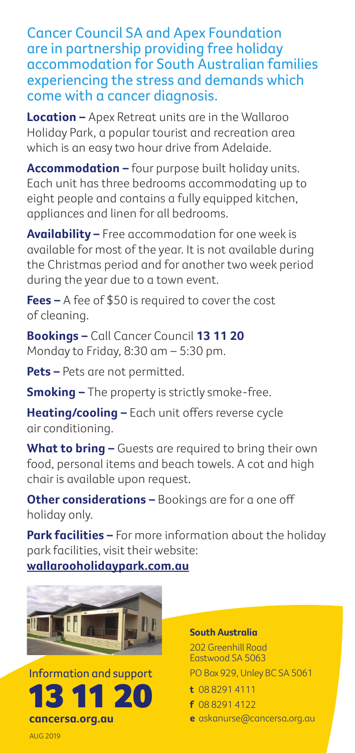Cancer Council SA and Apex Foundation are in partnership providing free holiday accommodation for South Australian families experiencing the stress and demands which come with a cancer diagnosis.

**Location –** Apex Retreat units are in the Wallaroo Holiday Park, a popular tourist and recreation area which is an easy two hour drive from Adelaide.

**Accommodation –** four purpose built holiday units. Each unit has three bedrooms accommodating up to eight people and contains a fully equipped kitchen, appliances and linen for all bedrooms.

**Availability –** Free accommodation for one week is available for most of the year. It is not available during the Christmas period and for another two week period during the year due to a town event.

**Fees –** A fee of $50 is required to cover the cost of cleaning.

**Bookings –** Call Cancer Council **13 11 20** Monday to Friday, 8:30 am – 5:30 pm.

**Pets –** Pets are not permitted.

**Smoking –** The property is strictly smoke-free.

**Heating/cooling –** Each unit offers reverse cycle air conditioning.

**What to bring –** Guests are required to bring their own food, personal items and beach towels. A cot and high chair is available upon request.

**Other considerations –** Bookings are for a one off holiday only.

**Park facilities –** For more information about the holiday park facilities, visit their website: **wallarooholidaypark.com.au**

Information and support

**13 11 20**

**cancersa.org.au**

**South Australia**

202 Greenhill Road
Eastwood SA 5063

PO Box 929, Unley BC SA 5061

**t** 08 8291 4111

**f** 08 8291 4122

**e** askanurse@cancersa.org.au

AUG 2019